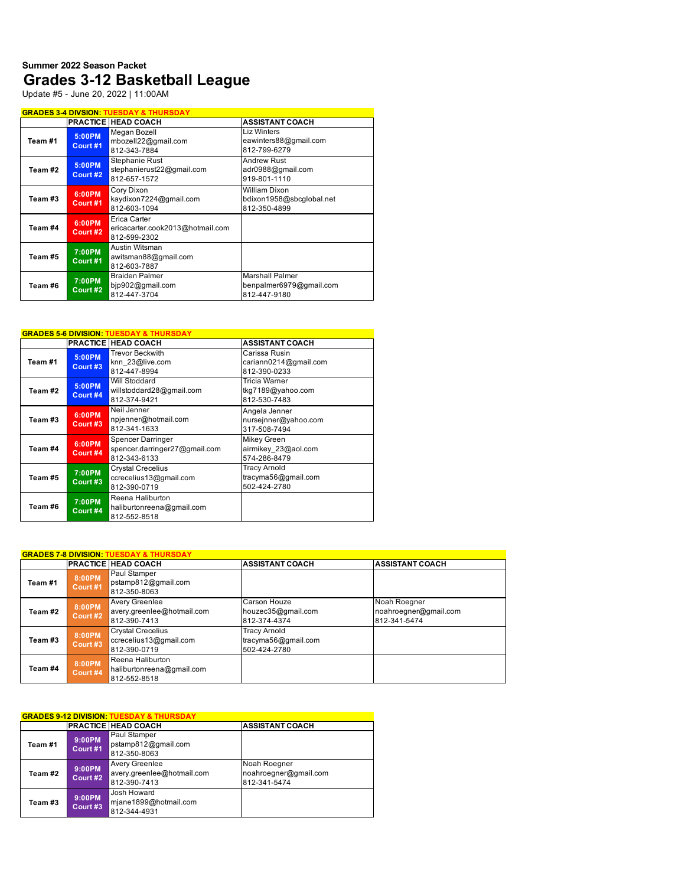**Summer 2022 Season Packet**

# Grades 3-12 Basketball League

Update #5 - June 20, 2022 | 11:00AM

**GRADES 3-4 DIVSION: TUESDAY & THURSDAY**

| | PRACTICE | HEAD COACH | ASSISTANT COACH |
|---|---|---|---|
| **Team #1** | **5:00PM Court #1** | Megan Bozell<br>mbozell22@gmail.com<br>812-343-7884 | Liz Winters<br>eawinters88@gmail.com<br>812-799-6279 |
| **Team #2** | **5:00PM Court #2** | Stephanie Rust<br>stephanierust22@gmail.com<br>812-657-1572 | Andrew Rust<br>adr0988@gmail.com<br>919-801-1110 |
| **Team #3** | **6:00PM Court #1** | Cory Dixon<br>kaydixon7224@gmail.com<br>812-603-1094 | William Dixon<br>bdixon1958@sbcglobal.net<br>812-350-4899 |
| **Team #4** | **6:00PM Court #2** | Erica Carter<br>ericacarter.cook2013@hotmail.com<br>812-599-2302 | |
| **Team #5** | **7:00PM Court #1** | Austin Witsman<br>awitsman88@gmail.com<br>812-603-7887 | |
| **Team #6** | **7:00PM Court #2** | Braiden Palmer<br>bjp902@gmail.com<br>812-447-3704 | Marshall Palmer<br>benpalmer6979@gmail.com<br>812-447-9180 |

**GRADES 5-6 DIVISION: TUESDAY & THURSDAY**

| | PRACTICE | HEAD COACH | ASSISTANT COACH |
|---|---|---|---|
| **Team #1** | **5:00PM Court #3** | Trevor Beckwith<br>knn_23@live.com<br>812-447-8994 | Carissa Rusin<br>cariann0214@gmail.com<br>812-390-0233 |
| **Team #2** | **5:00PM Court #4** | Will Stoddard<br>willstoddard28@gmail.com<br>812-374-9421 | Tricia Warner<br>tkg7189@yahoo.com<br>812-530-7483 |
| **Team #3** | **6:00PM Court #3** | Neil Jenner<br>npjenner@hotmail.com<br>812-341-1633 | Angela Jenner<br>nursejnner@yahoo.com<br>317-508-7494 |
| **Team #4** | **6:00PM Court #4** | Spencer Darringer<br>spencer.darringer27@gmail.com<br>812-343-6133 | Mikey Green<br>airmikey_23@aol.com<br>574-286-8479 |
| **Team #5** | **7:00PM Court #3** | Crystal Crecelius<br>ccrecelius13@gmail.com<br>812-390-0719 | Tracy Arnold<br>tracyma56@gmail.com<br>502-424-2780 |
| **Team #6** | **7:00PM Court #4** | Reena Haliburton<br>haliburtonreena@gmail.com<br>812-552-8518 | |

**GRADES 7-8 DIVISION: TUESDAY & THURSDAY**

| | PRACTICE | HEAD COACH | ASSISTANT COACH | ASSISTANT COACH |
|---|---|---|---|---|
| **Team #1** | **8:00PM Court #1** | Paul Stamper<br>pstamp812@gmail.com<br>812-350-8063 | | |
| **Team #2** | **8:00PM Court #2** | Avery Greenlee<br>avery.greenlee@hotmail.com<br>812-390-7413 | Carson Houze<br>houzec35@gmail.com<br>812-374-4374 | Noah Roegner<br>noahroegner@gmail.com<br>812-341-5474 |
| **Team #3** | **8:00PM Court #3** | Crystal Crecelius<br>ccrecelius13@gmail.com<br>812-390-0719 | Tracy Arnold<br>tracyma56@gmail.com<br>502-424-2780 | |
| **Team #4** | **8:00PM Court #4** | Reena Haliburton<br>haliburtonreena@gmail.com<br>812-552-8518 | | |

**GRADES 9-12 DIVISION: TUESDAY & THURSDAY**

| | PRACTICE | HEAD COACH | ASSISTANT COACH |
|---|---|---|---|
| **Team #1** | **9:00PM Court #1** | Paul Stamper<br>pstamp812@gmail.com<br>812-350-8063 | |
| **Team #2** | **9:00PM Court #2** | Avery Greenlee<br>avery.greenlee@hotmail.com<br>812-390-7413 | Noah Roegner<br>noahroegner@gmail.com<br>812-341-5474 |
| **Team #3** | **9:00PM Court #3** | Josh Howard<br>mjane1899@hotmail.com<br>812-344-4931 | |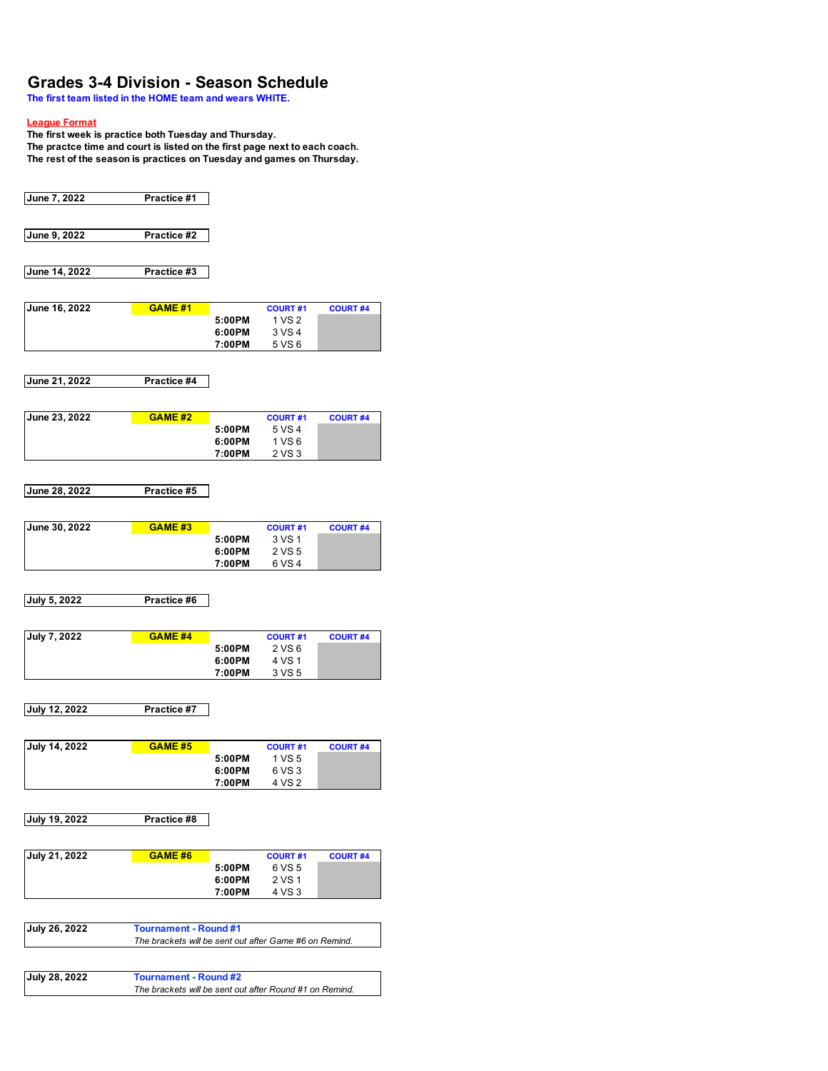# Grades 3-4 Division - Season Schedule

**The first team listed in the HOME team and wears WHITE.**

**League Format**

**The first week is practice both Tuesday and Thursday.**
**The practce time and court is listed on the first page next to each coach.**
**The rest of the season is practices on Tuesday and games on Thursday.**

| June 7, 2022 | Practice #1 |
|---|---|

| June 9, 2022 | Practice #2 |
|---|---|

| June 14, 2022 | Practice #3 |
|---|---|

| June 16, 2022 | GAME #1 | | COURT #1 | COURT #4 |
|---|---|---|---|---|
| | | 5:00PM | 1 VS 2 | |
| | | 6:00PM | 3 VS 4 | |
| | | 7:00PM | 5 VS 6 | |

| June 21, 2022 | Practice #4 |
|---|---|

| June 23, 2022 | GAME #2 | | COURT #1 | COURT #4 |
|---|---|---|---|---|
| | | 5:00PM | 5 VS 4 | |
| | | 6:00PM | 1 VS 6 | |
| | | 7:00PM | 2 VS 3 | |

| June 28, 2022 | Practice #5 |
|---|---|

| June 30, 2022 | GAME #3 | | COURT #1 | COURT #4 |
|---|---|---|---|---|
| | | 5:00PM | 3 VS 1 | |
| | | 6:00PM | 2 VS 5 | |
| | | 7:00PM | 6 VS 4 | |

| July 5, 2022 | Practice #6 |
|---|---|

| July 7, 2022 | GAME #4 | | COURT #1 | COURT #4 |
|---|---|---|---|---|
| | | 5:00PM | 2 VS 6 | |
| | | 6:00PM | 4 VS 1 | |
| | | 7:00PM | 3 VS 5 | |

| July 12, 2022 | Practice #7 |
|---|---|

| July 14, 2022 | GAME #5 | | COURT #1 | COURT #4 |
|---|---|---|---|---|
| | | 5:00PM | 1 VS 5 | |
| | | 6:00PM | 6 VS 3 | |
| | | 7:00PM | 4 VS 2 | |

| July 19, 2022 | Practice #8 |
|---|---|

| July 21, 2022 | GAME #6 | | COURT #1 | COURT #4 |
|---|---|---|---|---|
| | | 5:00PM | 6 VS 5 | |
| | | 6:00PM | 2 VS 1 | |
| | | 7:00PM | 4 VS 3 | |

| July 26, 2022 | Tournament - Round #1 |
|---|---|
| | *The brackets will be sent out after Game #6 on Remind.* |

| July 28, 2022 | Tournament - Round #2 |
|---|---|
| | *The brackets will be sent out after Round #1 on Remind.* |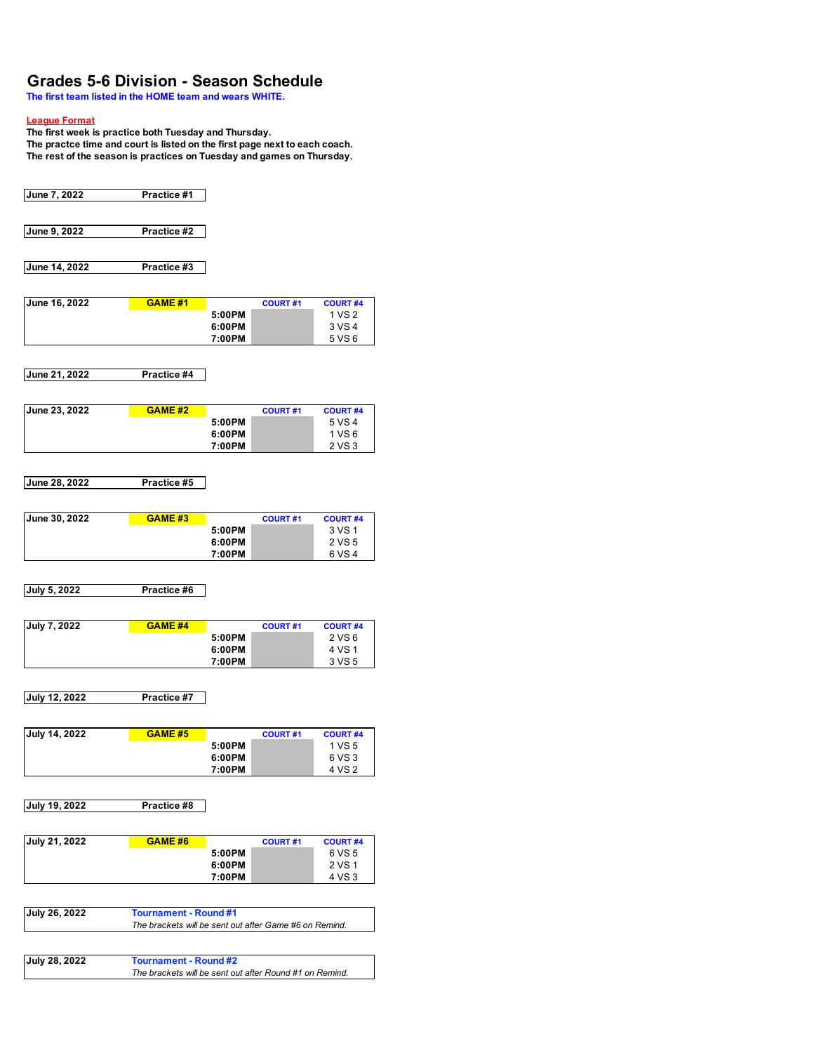# Grades 5-6 Division - Season Schedule

**The first team listed in the HOME team and wears WHITE.**

**League Format**

**The first week is practice both Tuesday and Thursday.**
**The practce time and court is listed on the first page next to each coach.**
**The rest of the season is practices on Tuesday and games on Thursday.**

| June 7, 2022 | Practice #1 |
|---|---|

| June 9, 2022 | Practice #2 |
|---|---|

| June 14, 2022 | Practice #3 |
|---|---|

| June 16, 2022 | GAME #1 | | COURT #1 | COURT #4 |
|---|---|---|---|---|
| | | 5:00PM | | 1 VS 2 |
| | | 6:00PM | | 3 VS 4 |
| | | 7:00PM | | 5 VS 6 |

| June 21, 2022 | Practice #4 |
|---|---|

| June 23, 2022 | GAME #2 | | COURT #1 | COURT #4 |
|---|---|---|---|---|
| | | 5:00PM | | 5 VS 4 |
| | | 6:00PM | | 1 VS 6 |
| | | 7:00PM | | 2 VS 3 |

| June 28, 2022 | Practice #5 |
|---|---|

| June 30, 2022 | GAME #3 | | COURT #1 | COURT #4 |
|---|---|---|---|---|
| | | 5:00PM | | 3 VS 1 |
| | | 6:00PM | | 2 VS 5 |
| | | 7:00PM | | 6 VS 4 |

| July 5, 2022 | Practice #6 |
|---|---|

| July 7, 2022 | GAME #4 | | COURT #1 | COURT #4 |
|---|---|---|---|---|
| | | 5:00PM | | 2 VS 6 |
| | | 6:00PM | | 4 VS 1 |
| | | 7:00PM | | 3 VS 5 |

| July 12, 2022 | Practice #7 |
|---|---|

| July 14, 2022 | GAME #5 | | COURT #1 | COURT #4 |
|---|---|---|---|---|
| | | 5:00PM | | 1 VS 5 |
| | | 6:00PM | | 6 VS 3 |
| | | 7:00PM | | 4 VS 2 |

| July 19, 2022 | Practice #8 |
|---|---|

| July 21, 2022 | GAME #6 | | COURT #1 | COURT #4 |
|---|---|---|---|---|
| | | 5:00PM | | 6 VS 5 |
| | | 6:00PM | | 2 VS 1 |
| | | 7:00PM | | 4 VS 3 |

| July 26, 2022 | Tournament - Round #1 |
|---|---|
| | *The brackets will be sent out after Game #6 on Remind.* |

| July 28, 2022 | Tournament - Round #2 |
|---|---|
| | *The brackets will be sent out after Round #1 on Remind.* |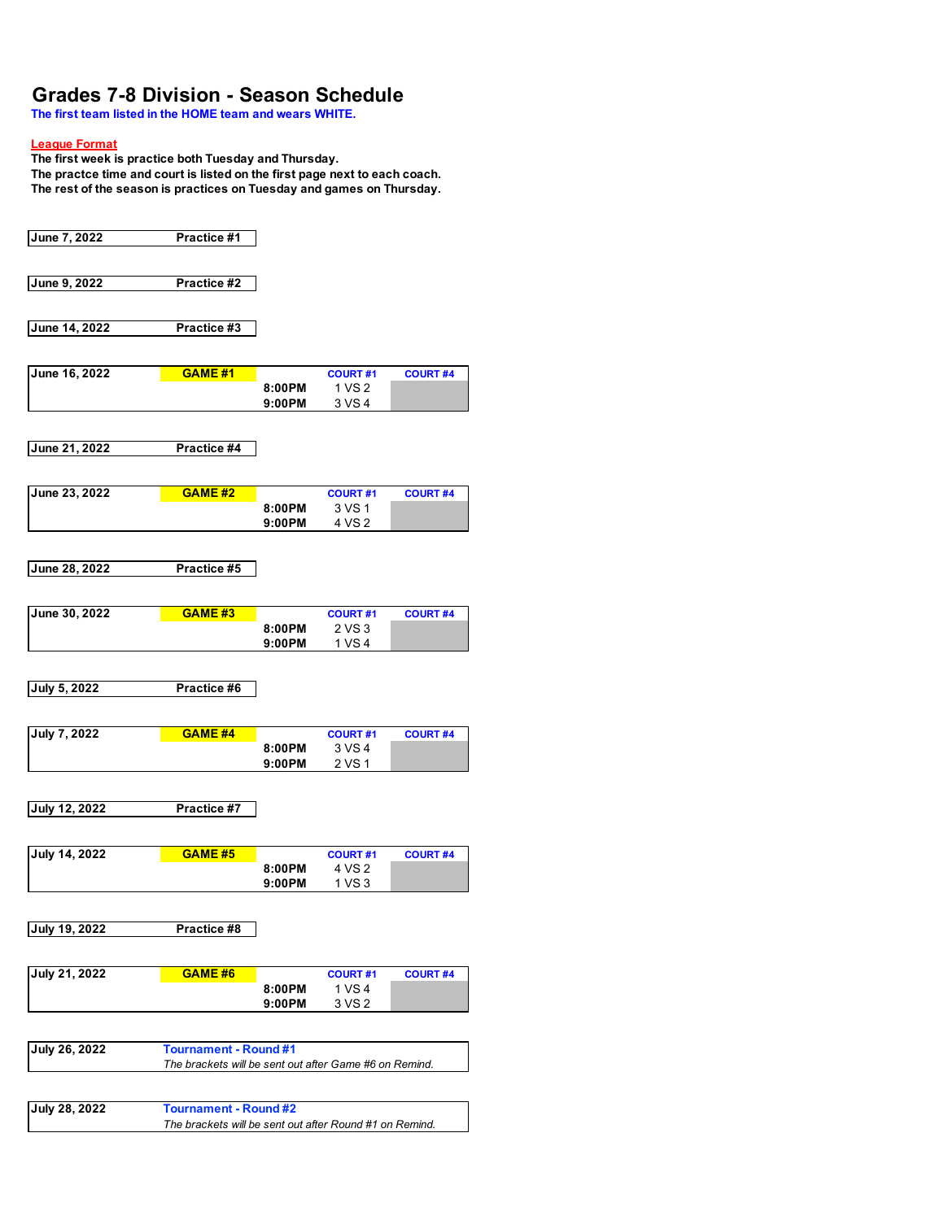# Grades 7-8 Division - Season Schedule

**The first team listed in the HOME team and wears WHITE.**

**League Format**

**The first week is practice both Tuesday and Thursday.**
**The practce time and court is listed on the first page next to each coach.**
**The rest of the season is practices on Tuesday and games on Thursday.**

| June 7, 2022 | Practice #1 |
|---|---|

| June 9, 2022 | Practice #2 |
|---|---|

| June 14, 2022 | Practice #3 |
|---|---|

| June 16, 2022 | GAME #1 | | COURT #1 | COURT #4 |
|---|---|---|---|---|
| | | 8:00PM | 1 VS 2 | |
| | | 9:00PM | 3 VS 4 | |

| June 21, 2022 | Practice #4 |
|---|---|

| June 23, 2022 | GAME #2 | | COURT #1 | COURT #4 |
|---|---|---|---|---|
| | | 8:00PM | 3 VS 1 | |
| | | 9:00PM | 4 VS 2 | |

| June 28, 2022 | Practice #5 |
|---|---|

| June 30, 2022 | GAME #3 | | COURT #1 | COURT #4 |
|---|---|---|---|---|
| | | 8:00PM | 2 VS 3 | |
| | | 9:00PM | 1 VS 4 | |

| July 5, 2022 | Practice #6 |
|---|---|

| July 7, 2022 | GAME #4 | | COURT #1 | COURT #4 |
|---|---|---|---|---|
| | | 8:00PM | 3 VS 4 | |
| | | 9:00PM | 2 VS 1 | |

| July 12, 2022 | Practice #7 |
|---|---|

| July 14, 2022 | GAME #5 | | COURT #1 | COURT #4 |
|---|---|---|---|---|
| | | 8:00PM | 4 VS 2 | |
| | | 9:00PM | 1 VS 3 | |

| July 19, 2022 | Practice #8 |
|---|---|

| July 21, 2022 | GAME #6 | | COURT #1 | COURT #4 |
|---|---|---|---|---|
| | | 8:00PM | 1 VS 4 | |
| | | 9:00PM | 3 VS 2 | |

| July 26, 2022 | Tournament - Round #1 |
|---|---|
| | *The brackets will be sent out after Game #6 on Remind.* |

| July 28, 2022 | Tournament - Round #2 |
|---|---|
| | *The brackets will be sent out after Round #1 on Remind.* |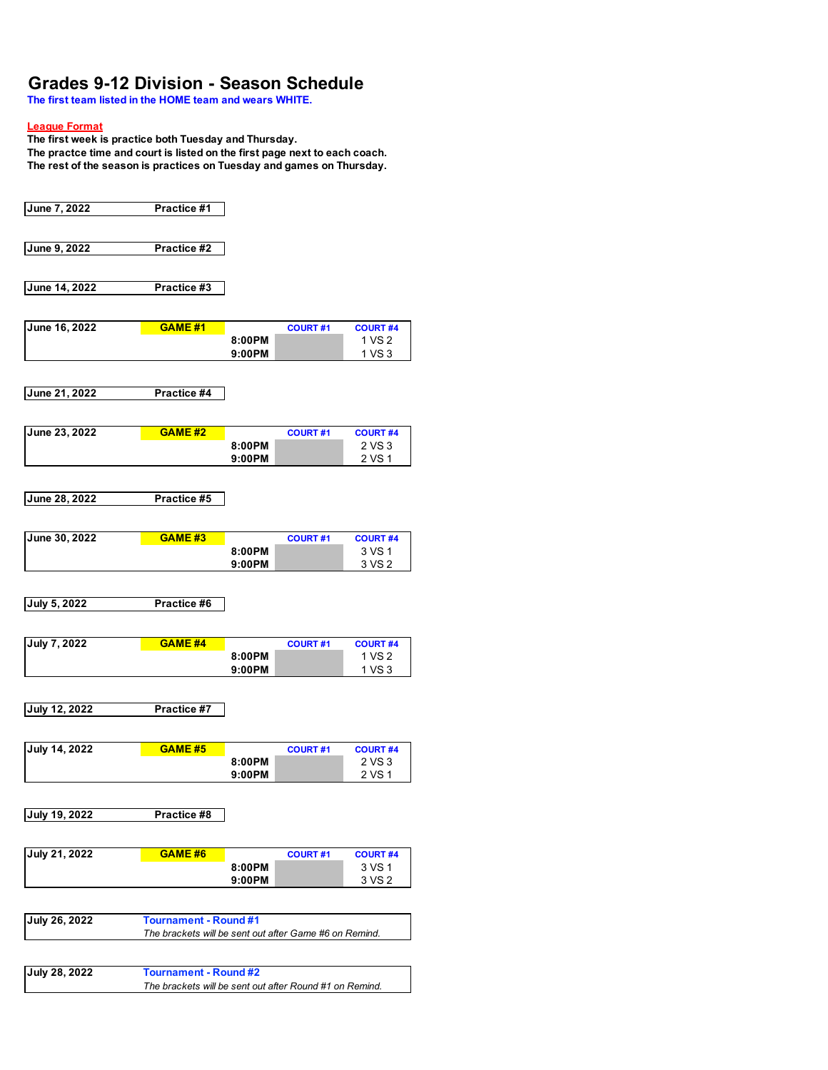# Grades 9-12 Division - Season Schedule

**The first team listed in the HOME team and wears WHITE.**

**League Format**

**The first week is practice both Tuesday and Thursday.**
**The practce time and court is listed on the first page next to each coach.**
**The rest of the season is practices on Tuesday and games on Thursday.**

| | |
|---|---|
| **June 7, 2022** | **Practice #1** |

| | |
|---|---|
| **June 9, 2022** | **Practice #2** |

| | |
|---|---|
| **June 14, 2022** | **Practice #3** |

| **June 16, 2022** | **GAME #1** | | **COURT #1** | **COURT #4** |
|---|---|---|---|---|
| | | **8:00PM** | | 1 VS 2 |
| | | **9:00PM** | | 1 VS 3 |

| | |
|---|---|
| **June 21, 2022** | **Practice #4** |

| **June 23, 2022** | **GAME #2** | | **COURT #1** | **COURT #4** |
|---|---|---|---|---|
| | | **8:00PM** | | 2 VS 3 |
| | | **9:00PM** | | 2 VS 1 |

| | |
|---|---|
| **June 28, 2022** | **Practice #5** |

| **June 30, 2022** | **GAME #3** | | **COURT #1** | **COURT #4** |
|---|---|---|---|---|
| | | **8:00PM** | | 3 VS 1 |
| | | **9:00PM** | | 3 VS 2 |

| | |
|---|---|
| **July 5, 2022** | **Practice #6** |

| **July 7, 2022** | **GAME #4** | | **COURT #1** | **COURT #4** |
|---|---|---|---|---|
| | | **8:00PM** | | 1 VS 2 |
| | | **9:00PM** | | 1 VS 3 |

| | |
|---|---|
| **July 12, 2022** | **Practice #7** |

| **July 14, 2022** | **GAME #5** | | **COURT #1** | **COURT #4** |
|---|---|---|---|---|
| | | **8:00PM** | | 2 VS 3 |
| | | **9:00PM** | | 2 VS 1 |

| | |
|---|---|
| **July 19, 2022** | **Practice #8** |

| **July 21, 2022** | **GAME #6** | | **COURT #1** | **COURT #4** |
|---|---|---|---|---|
| | | **8:00PM** | | 3 VS 1 |
| | | **9:00PM** | | 3 VS 2 |

| | |
|---|---|
| **July 26, 2022** | **Tournament - Round #1** |
| | *The brackets will be sent out after Game #6 on Remind.* |

| | |
|---|---|
| **July 28, 2022** | **Tournament - Round #2** |
| | *The brackets will be sent out after Round #1 on Remind.* |